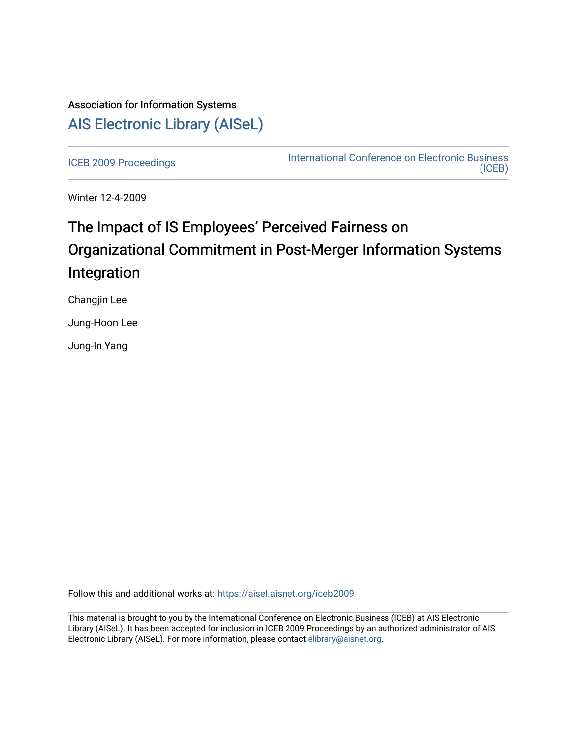Association for Information Systems

# AIS Electronic Library (AISeL)

ICEB 2009 Proceedings

International Conference on Electronic Business (ICEB)

Winter 12-4-2009

# The Impact of IS Employees' Perceived Fairness on Organizational Commitment in Post-Merger Information Systems Integration

Changjin Lee

Jung-Hoon Lee

Jung-In Yang

Follow this and additional works at: https://aisel.aisnet.org/iceb2009

This material is brought to you by the International Conference on Electronic Business (ICEB) at AIS Electronic Library (AISeL). It has been accepted for inclusion in ICEB 2009 Proceedings by an authorized administrator of AIS Electronic Library (AISeL). For more information, please contact elibrary@aisnet.org.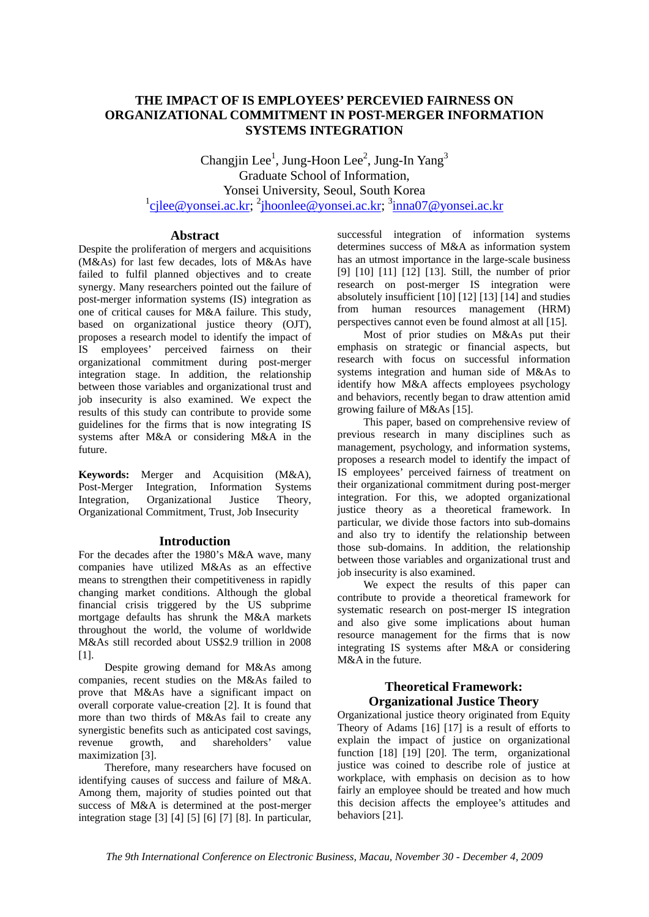# THE IMPACT OF IS EMPLOYEES' PERCEVIED FAIRNESS ON ORGANIZATIONAL COMMITMENT IN POST-MERGER INFORMATION SYSTEMS INTEGRATION

Changjin Lee[1], Jung-Hoon Lee[2], Jung-In Yang[3]
Graduate School of Information,
Yonsei University, Seoul, South Korea
[1]cjlee@yonsei.ac.kr; [2]jhoonlee@yonsei.ac.kr; [3]inna07@yonsei.ac.kr

## Abstract

Despite the proliferation of mergers and acquisitions (M&As) for last few decades, lots of M&As have failed to fulfil planned objectives and to create synergy. Many researchers pointed out the failure of post-merger information systems (IS) integration as one of critical causes for M&A failure. This study, based on organizational justice theory (OJT), proposes a research model to identify the impact of IS employees' perceived fairness on their organizational commitment during post-merger integration stage. In addition, the relationship between those variables and organizational trust and job insecurity is also examined. We expect the results of this study can contribute to provide some guidelines for the firms that is now integrating IS systems after M&A or considering M&A in the future.

**Keywords:** Merger and Acquisition (M&A), Post-Merger Integration, Information Systems Integration, Organizational Justice Theory, Organizational Commitment, Trust, Job Insecurity

## Introduction

For the decades after the 1980's M&A wave, many companies have utilized M&As as an effective means to strengthen their competitiveness in rapidly changing market conditions. Although the global financial crisis triggered by the US subprime mortgage defaults has shrunk the M&A markets throughout the world, the volume of worldwide M&As still recorded about US$2.9 trillion in 2008 [1].

Despite growing demand for M&As among companies, recent studies on the M&As failed to prove that M&As have a significant impact on overall corporate value-creation [2]. It is found that more than two thirds of M&As fail to create any synergistic benefits such as anticipated cost savings, revenue growth, and shareholders' value maximization [3].

Therefore, many researchers have focused on identifying causes of success and failure of M&A. Among them, majority of studies pointed out that success of M&A is determined at the post-merger integration stage [3] [4] [5] [6] [7] [8]. In particular, successful integration of information systems determines success of M&A as information system has an utmost importance in the large-scale business [9] [10] [11] [12] [13]. Still, the number of prior research on post-merger IS integration were absolutely insufficient [10] [12] [13] [14] and studies from human resources management (HRM) perspectives cannot even be found almost at all [15].

Most of prior studies on M&As put their emphasis on strategic or financial aspects, but research with focus on successful information systems integration and human side of M&As to identify how M&A affects employees psychology and behaviors, recently began to draw attention amid growing failure of M&As [15].

This paper, based on comprehensive review of previous research in many disciplines such as management, psychology, and information systems, proposes a research model to identify the impact of IS employees' perceived fairness of treatment on their organizational commitment during post-merger integration. For this, we adopted organizational justice theory as a theoretical framework. In particular, we divide those factors into sub-domains and also try to identify the relationship between those sub-domains. In addition, the relationship between those variables and organizational trust and job insecurity is also examined.

We expect the results of this paper can contribute to provide a theoretical framework for systematic research on post-merger IS integration and also give some implications about human resource management for the firms that is now integrating IS systems after M&A or considering M&A in the future.

## Theoretical Framework: Organizational Justice Theory

Organizational justice theory originated from Equity Theory of Adams [16] [17] is a result of efforts to explain the impact of justice on organizational function [18] [19] [20]. The term, organizational justice was coined to describe role of justice at workplace, with emphasis on decision as to how fairly an employee should be treated and how much this decision affects the employee's attitudes and behaviors [21].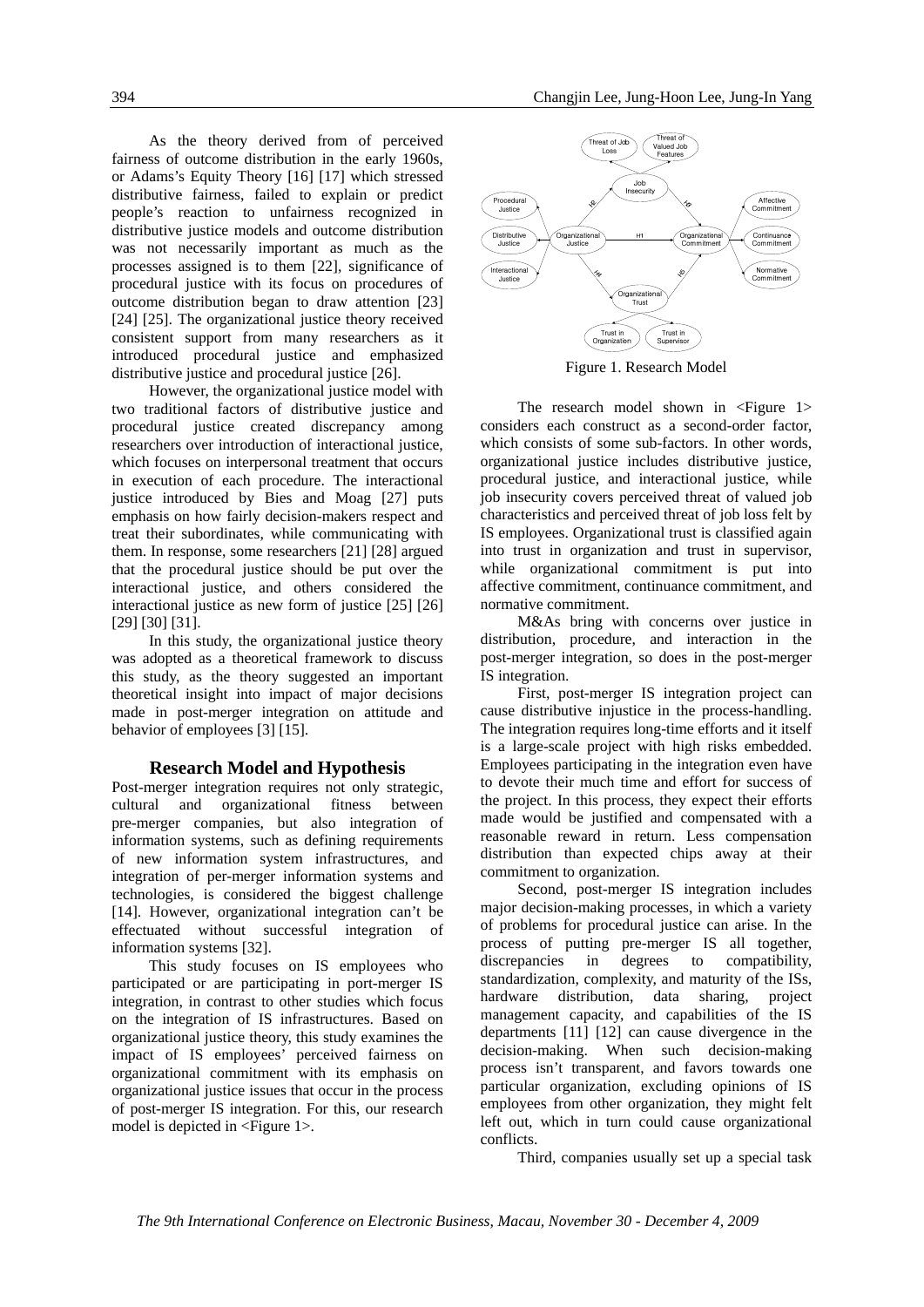As the theory derived from of perceived fairness of outcome distribution in the early 1960s, or Adams's Equity Theory [16] [17] which stressed distributive fairness, failed to explain or predict people's reaction to unfairness recognized in distributive justice models and outcome distribution was not necessarily important as much as the processes assigned is to them [22], significance of procedural justice with its focus on procedures of outcome distribution began to draw attention [23] [24] [25]. The organizational justice theory received consistent support from many researchers as it introduced procedural justice and emphasized distributive justice and procedural justice [26].

However, the organizational justice model with two traditional factors of distributive justice and procedural justice created discrepancy among researchers over introduction of interactional justice, which focuses on interpersonal treatment that occurs in execution of each procedure. The interactional justice introduced by Bies and Moag [27] puts emphasis on how fairly decision-makers respect and treat their subordinates, while communicating with them. In response, some researchers [21] [28] argued that the procedural justice should be put over the interactional justice, and others considered the interactional justice as new form of justice [25] [26] [29] [30] [31].

In this study, the organizational justice theory was adopted as a theoretical framework to discuss this study, as the theory suggested an important theoretical insight into impact of major decisions made in post-merger integration on attitude and behavior of employees [3] [15].

## Research Model and Hypothesis

Post-merger integration requires not only strategic, cultural and organizational fitness between pre-merger companies, but also integration of information systems, such as defining requirements of new information system infrastructures, and integration of per-merger information systems and technologies, is considered the biggest challenge [14]. However, organizational integration can't be effectuated without successful integration of information systems [32].

This study focuses on IS employees who participated or are participating in port-merger IS integration, in contrast to other studies which focus on the integration of IS infrastructures. Based on organizational justice theory, this study examines the impact of IS employees' perceived fairness on organizational commitment with its emphasis on organizational justice issues that occur in the process of post-merger IS integration. For this, our research model is depicted in <Figure 1>.

Figure 1. Research Model

The research model shown in <Figure 1> considers each construct as a second-order factor, which consists of some sub-factors. In other words, organizational justice includes distributive justice, procedural justice, and interactional justice, while job insecurity covers perceived threat of valued job characteristics and perceived threat of job loss felt by IS employees. Organizational trust is classified again into trust in organization and trust in supervisor, while organizational commitment is put into affective commitment, continuance commitment, and normative commitment.

M&As bring with concerns over justice in distribution, procedure, and interaction in the post-merger integration, so does in the post-merger IS integration.

First, post-merger IS integration project can cause distributive injustice in the process-handling. The integration requires long-time efforts and it itself is a large-scale project with high risks embedded. Employees participating in the integration even have to devote their much time and effort for success of the project. In this process, they expect their efforts made would be justified and compensated with a reasonable reward in return. Less compensation distribution than expected chips away at their commitment to organization.

Second, post-merger IS integration includes major decision-making processes, in which a variety of problems for procedural justice can arise. In the process of putting pre-merger IS all together, discrepancies in degrees to compatibility, standardization, complexity, and maturity of the ISs, hardware distribution, data sharing, project management capacity, and capabilities of the IS departments [11] [12] can cause divergence in the decision-making. When such decision-making process isn't transparent, and favors towards one particular organization, excluding opinions of IS employees from other organization, they might felt left out, which in turn could cause organizational conflicts.

Third, companies usually set up a special task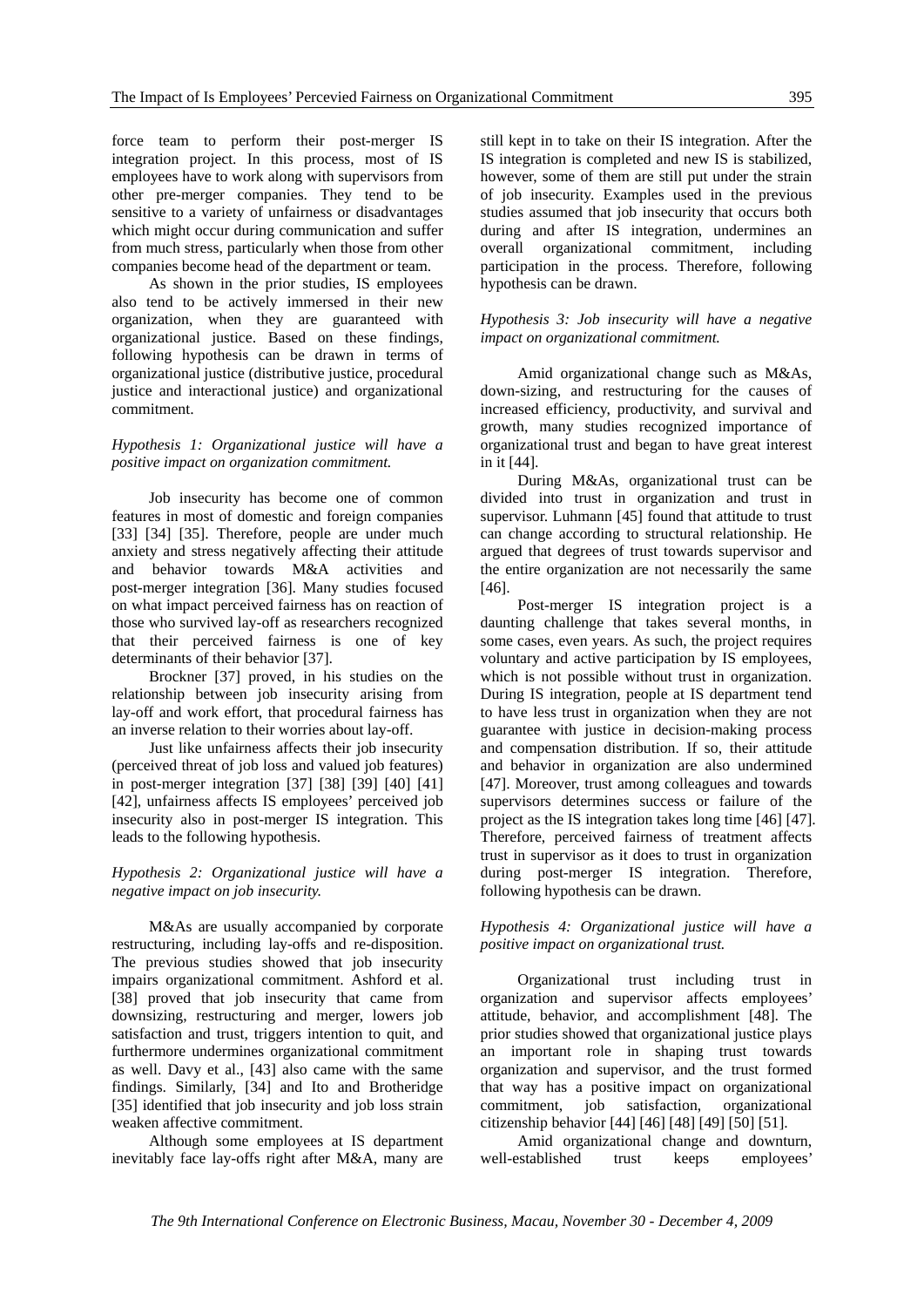force team to perform their post-merger IS integration project. In this process, most of IS employees have to work along with supervisors from other pre-merger companies. They tend to be sensitive to a variety of unfairness or disadvantages which might occur during communication and suffer from much stress, particularly when those from other companies become head of the department or team.

As shown in the prior studies, IS employees also tend to be actively immersed in their new organization, when they are guaranteed with organizational justice. Based on these findings, following hypothesis can be drawn in terms of organizational justice (distributive justice, procedural justice and interactional justice) and organizational commitment.

*Hypothesis 1: Organizational justice will have a positive impact on organization commitment.*

Job insecurity has become one of common features in most of domestic and foreign companies [33] [34] [35]. Therefore, people are under much anxiety and stress negatively affecting their attitude and behavior towards M&A activities and post-merger integration [36]. Many studies focused on what impact perceived fairness has on reaction of those who survived lay-off as researchers recognized that their perceived fairness is one of key determinants of their behavior [37].

Brockner [37] proved, in his studies on the relationship between job insecurity arising from lay-off and work effort, that procedural fairness has an inverse relation to their worries about lay-off.

Just like unfairness affects their job insecurity (perceived threat of job loss and valued job features) in post-merger integration [37] [38] [39] [40] [41] [42], unfairness affects IS employees' perceived job insecurity also in post-merger IS integration. This leads to the following hypothesis.

*Hypothesis 2: Organizational justice will have a negative impact on job insecurity.*

M&As are usually accompanied by corporate restructuring, including lay-offs and re-disposition. The previous studies showed that job insecurity impairs organizational commitment. Ashford et al. [38] proved that job insecurity that came from downsizing, restructuring and merger, lowers job satisfaction and trust, triggers intention to quit, and furthermore undermines organizational commitment as well. Davy et al., [43] also came with the same findings. Similarly, [34] and Ito and Brotheridge [35] identified that job insecurity and job loss strain weaken affective commitment.

Although some employees at IS department inevitably face lay-offs right after M&A, many are still kept in to take on their IS integration. After the IS integration is completed and new IS is stabilized, however, some of them are still put under the strain of job insecurity. Examples used in the previous studies assumed that job insecurity that occurs both during and after IS integration, undermines an overall organizational commitment, including participation in the process. Therefore, following hypothesis can be drawn.

*Hypothesis 3: Job insecurity will have a negative impact on organizational commitment.*

Amid organizational change such as M&As, down-sizing, and restructuring for the causes of increased efficiency, productivity, and survival and growth, many studies recognized importance of organizational trust and began to have great interest in it [44].

During M&As, organizational trust can be divided into trust in organization and trust in supervisor. Luhmann [45] found that attitude to trust can change according to structural relationship. He argued that degrees of trust towards supervisor and the entire organization are not necessarily the same [46].

Post-merger IS integration project is a daunting challenge that takes several months, in some cases, even years. As such, the project requires voluntary and active participation by IS employees, which is not possible without trust in organization. During IS integration, people at IS department tend to have less trust in organization when they are not guarantee with justice in decision-making process and compensation distribution. If so, their attitude and behavior in organization are also undermined [47]. Moreover, trust among colleagues and towards supervisors determines success or failure of the project as the IS integration takes long time [46] [47]. Therefore, perceived fairness of treatment affects trust in supervisor as it does to trust in organization during post-merger IS integration. Therefore, following hypothesis can be drawn.

*Hypothesis 4: Organizational justice will have a positive impact on organizational trust.*

Organizational trust including trust in organization and supervisor affects employees' attitude, behavior, and accomplishment [48]. The prior studies showed that organizational justice plays an important role in shaping trust towards organization and supervisor, and the trust formed that way has a positive impact on organizational commitment, job satisfaction, organizational citizenship behavior [44] [46] [48] [49] [50] [51].

Amid organizational change and downturn, well-established trust keeps employees'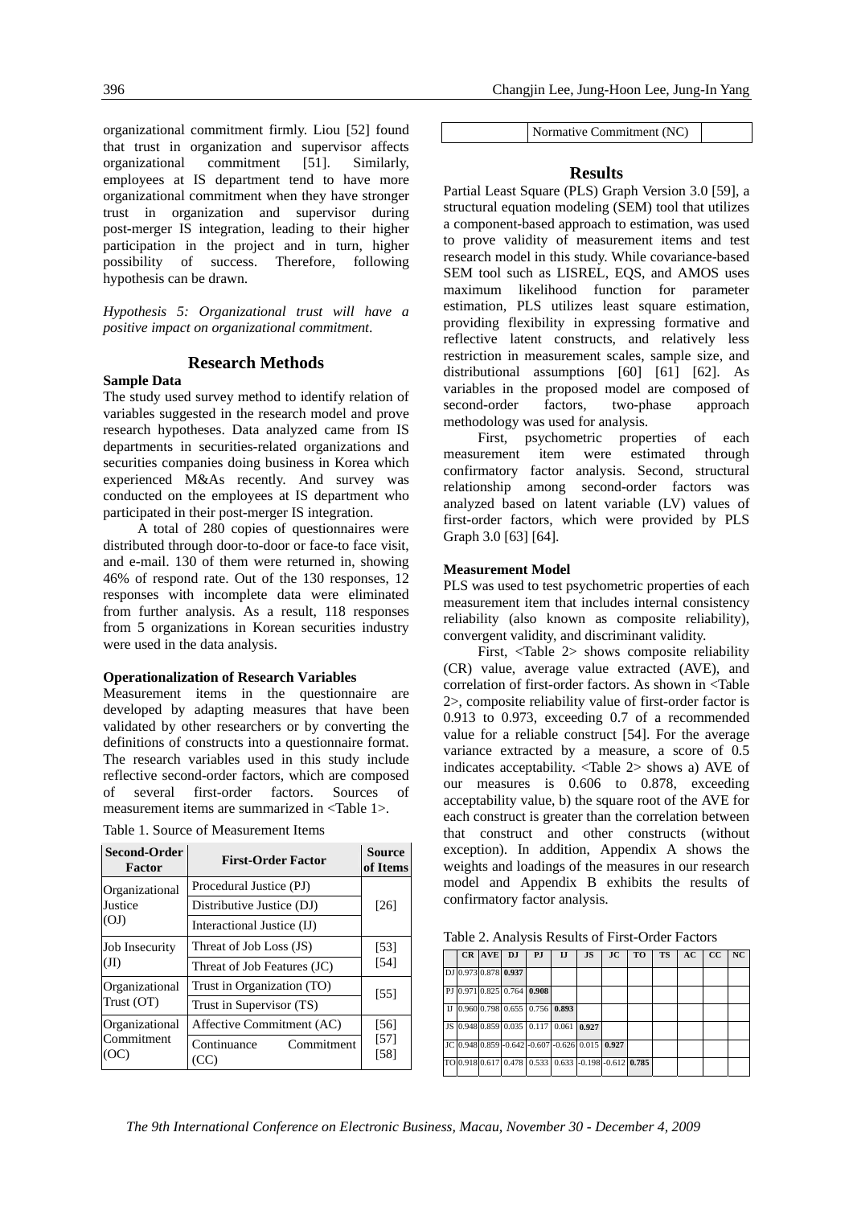organizational commitment firmly. Liou [52] found that trust in organization and supervisor affects organizational commitment [51]. Similarly, employees at IS department tend to have more organizational commitment when they have stronger trust in organization and supervisor during post-merger IS integration, leading to their higher participation in the project and in turn, higher possibility of success. Therefore, following hypothesis can be drawn.

*Hypothesis 5: Organizational trust will have a positive impact on organizational commitment.*

## Research Methods

### Sample Data

The study used survey method to identify relation of variables suggested in the research model and prove research hypotheses. Data analyzed came from IS departments in securities-related organizations and securities companies doing business in Korea which experienced M&As recently. And survey was conducted on the employees at IS department who participated in their post-merger IS integration.

A total of 280 copies of questionnaires were distributed through door-to-door or face-to face visit, and e-mail. 130 of them were returned in, showing 46% of respond rate. Out of the 130 responses, 12 responses with incomplete data were eliminated from further analysis. As a result, 118 responses from 5 organizations in Korean securities industry were used in the data analysis.

### Operationalization of Research Variables

Measurement items in the questionnaire are developed by adapting measures that have been validated by other researchers or by converting the definitions of constructs into a questionnaire format. The research variables used in this study include reflective second-order factors, which are composed of several first-order factors. Sources of measurement items are summarized in <Table 1>.

Table 1. Source of Measurement Items

| Second-Order Factor | First-Order Factor | Source of Items |
|---|---|---|
| Organizational Justice (OJ) | Procedural Justice (PJ) | [26] |
| | Distributive Justice (DJ) | |
| | Interactional Justice (IJ) | |
| Job Insecurity (JI) | Threat of Job Loss (JS) | [53] [54] |
| | Threat of Job Features (JC) | |
| Organizational Trust (OT) | Trust in Organization (TO) | [55] |
| | Trust in Supervisor (TS) | |
| Organizational Commitment (OC) | Affective Commitment (AC) | [56] [57] [58] |
| | Continuance Commitment (CC) | |
| | Normative Commitment (NC) | |

## Results

Partial Least Square (PLS) Graph Version 3.0 [59], a structural equation modeling (SEM) tool that utilizes a component-based approach to estimation, was used to prove validity of measurement items and test research model in this study. While covariance-based SEM tool such as LISREL, EQS, and AMOS uses maximum likelihood function for parameter estimation, PLS utilizes least square estimation, providing flexibility in expressing formative and reflective latent constructs, and relatively less restriction in measurement scales, sample size, and distributional assumptions [60] [61] [62]. As variables in the proposed model are composed of second-order factors, two-phase approach methodology was used for analysis.

First, psychometric properties of each measurement item were estimated through confirmatory factor analysis. Second, structural relationship among second-order factors was analyzed based on latent variable (LV) values of first-order factors, which were provided by PLS Graph 3.0 [63] [64].

### Measurement Model

PLS was used to test psychometric properties of each measurement item that includes internal consistency reliability (also known as composite reliability), convergent validity, and discriminant validity.

First, <Table 2> shows composite reliability (CR) value, average value extracted (AVE), and correlation of first-order factors. As shown in <Table 2>, composite reliability value of first-order factor is 0.913 to 0.973, exceeding 0.7 of a recommended value for a reliable construct [54]. For the average variance extracted by a measure, a score of 0.5 indicates acceptability. <Table 2> shows a) AVE of our measures is 0.606 to 0.878, exceeding acceptability value, b) the square root of the AVE for each construct is greater than the correlation between that construct and other constructs (without exception). In addition, Appendix A shows the weights and loadings of the measures in our research model and Appendix B exhibits the results of confirmatory factor analysis.

Table 2. Analysis Results of First-Order Factors

| | CR | AVE | DJ | PJ | IJ | JS | JC | TO | TS | AC | CC | NC |
|---|---|---|---|---|---|---|---|---|---|---|---|---|
| DJ | 0.973 | 0.878 | **0.937** | | | | | | | | | |
| PJ | 0.971 | 0.825 | 0.764 | **0.908** | | | | | | | | |
| IJ | 0.960 | 0.798 | 0.655 | 0.756 | **0.893** | | | | | | | |
| JS | 0.948 | 0.859 | 0.035 | 0.117 | 0.061 | **0.927** | | | | | | |
| JC | 0.948 | 0.859 | -0.642 | -0.607 | -0.626 | 0.015 | **0.927** | | | | | |
| TO | 0.918 | 0.617 | 0.478 | 0.533 | 0.633 | -0.198 | -0.612 | **0.785** | | | | |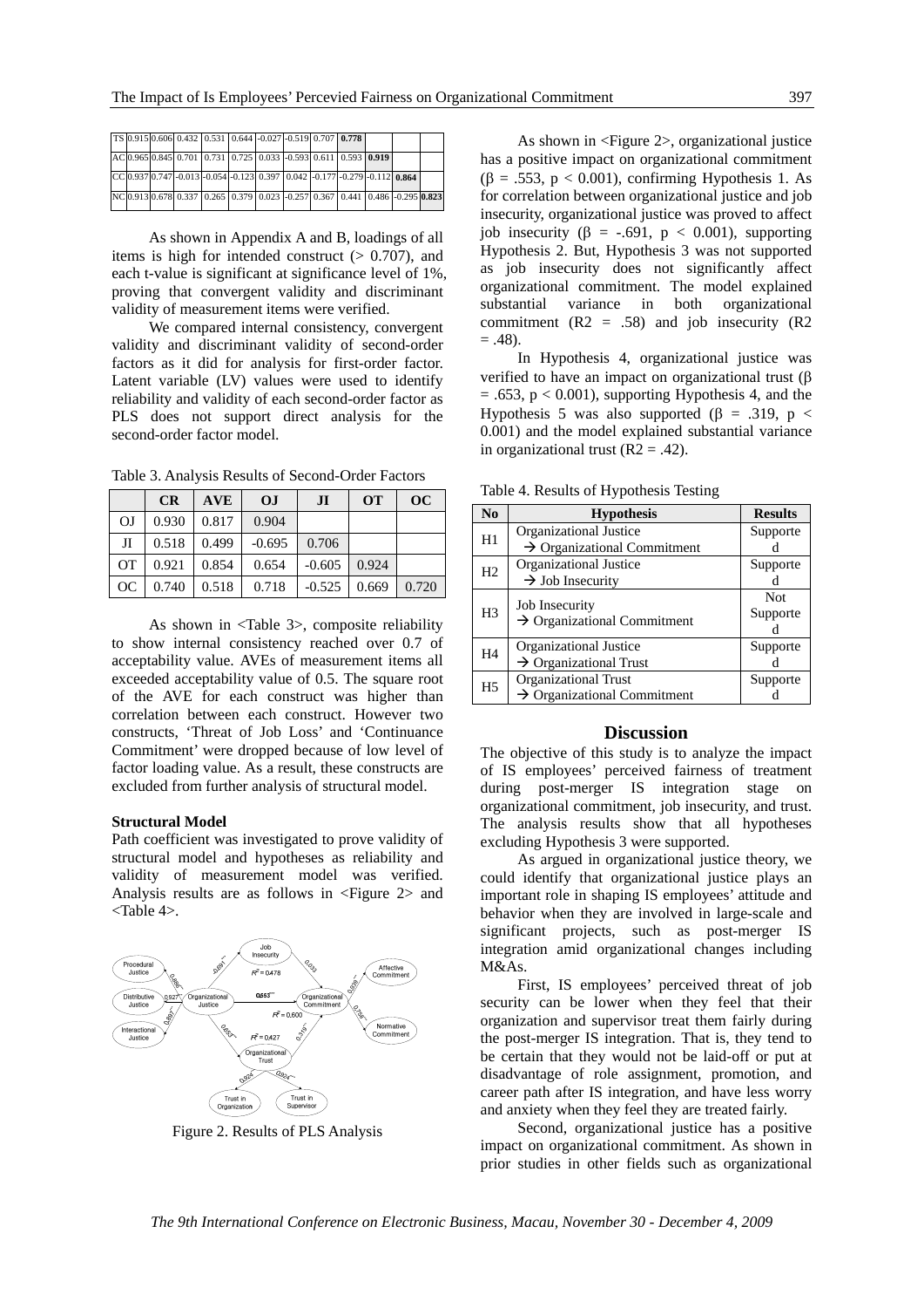| | | | | | | | | | | | | |
|---|---|---|---|---|---|---|---|---|---|---|---|---|
| TS | 0.915 | 0.606 | 0.432 | 0.531 | 0.644 | -0.027 | -0.519 | 0.707 | **0.778** | | | |
| AC | 0.965 | 0.845 | 0.701 | 0.731 | 0.725 | 0.033 | -0.593 | 0.611 | 0.593 | **0.919** | | |
| CC | 0.937 | 0.747 | -0.013 | -0.054 | -0.123 | 0.397 | 0.042 | -0.177 | -0.279 | -0.112 | **0.864** | |
| NC | 0.913 | 0.678 | 0.337 | 0.265 | 0.379 | 0.023 | -0.257 | 0.367 | 0.441 | 0.486 | -0.295 | **0.823** |

As shown in Appendix A and B, loadings of all items is high for intended construct (> 0.707), and each t-value is significant at significance level of 1%, proving that convergent validity and discriminant validity of measurement items were verified.

We compared internal consistency, convergent validity and discriminant validity of second-order factors as it did for analysis for first-order factor. Latent variable (LV) values were used to identify reliability and validity of each second-order factor as PLS does not support direct analysis for the second-order factor model.

Table 3. Analysis Results of Second-Order Factors

| | CR | AVE | OJ | JI | OT | OC |
|---|---|---|---|---|---|---|
| OJ | 0.930 | 0.817 | 0.904 | | | |
| JI | 0.518 | 0.499 | -0.695 | 0.706 | | |
| OT | 0.921 | 0.854 | 0.654 | -0.605 | 0.924 | |
| OC | 0.740 | 0.518 | 0.718 | -0.525 | 0.669 | 0.720 |

As shown in <Table 3>, composite reliability to show internal consistency reached over 0.7 of acceptability value. AVEs of measurement items all exceeded acceptability value of 0.5. The square root of the AVE for each construct was higher than correlation between each construct. However two constructs, 'Threat of Job Loss' and 'Continuance Commitment' were dropped because of low level of factor loading value. As a result, these constructs are excluded from further analysis of structural model.

**Structural Model**

Path coefficient was investigated to prove validity of structural model and hypotheses as reliability and validity of measurement model was verified. Analysis results are as follows in <Figure 2> and <Table 4>.

Figure 2. Results of PLS Analysis

As shown in <Figure 2>, organizational justice has a positive impact on organizational commitment ($\beta$ = .553, $p < 0.001$), confirming Hypothesis 1. As for correlation between organizational justice and job insecurity, organizational justice was proved to affect job insecurity ($\beta$ = -.691, $p < 0.001$), supporting Hypothesis 2. But, Hypothesis 3 was not supported as job insecurity does not significantly affect organizational commitment. The model explained substantial variance in both organizational commitment ($R^2$ = .58) and job insecurity ($R^2$ = .48).

In Hypothesis 4, organizational justice was verified to have an impact on organizational trust ($\beta$ = .653, $p < 0.001$), supporting Hypothesis 4, and the Hypothesis 5 was also supported ($\beta$ = .319, $p < 0.001$) and the model explained substantial variance in organizational trust ($R^2$ = .42).

Table 4. Results of Hypothesis Testing

| No | Hypothesis | Results |
|---|---|---|
| H1 | Organizational Justice → Organizational Commitment | Supported |
| H2 | Organizational Justice → Job Insecurity | Supported |
| H3 | Job Insecurity → Organizational Commitment | Not Supported |
| H4 | Organizational Justice → Organizational Trust | Supported |
| H5 | Organizational Trust → Organizational Commitment | Supported |

## Discussion

The objective of this study is to analyze the impact of IS employees' perceived fairness of treatment during post-merger IS integration stage on organizational commitment, job insecurity, and trust. The analysis results show that all hypotheses excluding Hypothesis 3 were supported.

As argued in organizational justice theory, we could identify that organizational justice plays an important role in shaping IS employees' attitude and behavior when they are involved in large-scale and significant projects, such as post-merger IS integration amid organizational changes including M&As.

First, IS employees' perceived threat of job security can be lower when they feel that their organization and supervisor treat them fairly during the post-merger IS integration. That is, they tend to be certain that they would not be laid-off or put at disadvantage of role assignment, promotion, and career path after IS integration, and have less worry and anxiety when they feel they are treated fairly.

Second, organizational justice has a positive impact on organizational commitment. As shown in prior studies in other fields such as organizational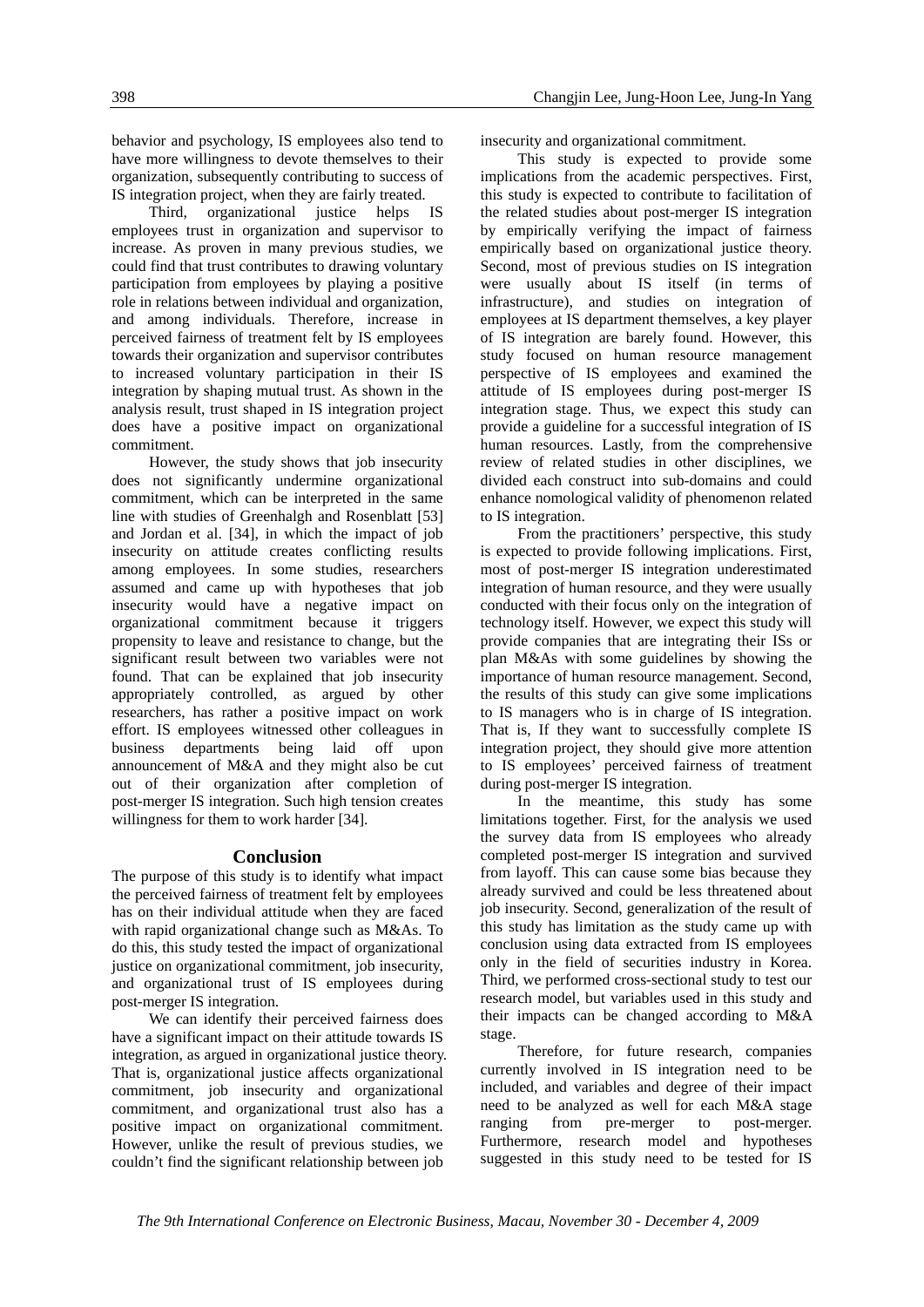behavior and psychology, IS employees also tend to have more willingness to devote themselves to their organization, subsequently contributing to success of IS integration project, when they are fairly treated.

Third, organizational justice helps IS employees trust in organization and supervisor to increase. As proven in many previous studies, we could find that trust contributes to drawing voluntary participation from employees by playing a positive role in relations between individual and organization, and among individuals. Therefore, increase in perceived fairness of treatment felt by IS employees towards their organization and supervisor contributes to increased voluntary participation in their IS integration by shaping mutual trust. As shown in the analysis result, trust shaped in IS integration project does have a positive impact on organizational commitment.

However, the study shows that job insecurity does not significantly undermine organizational commitment, which can be interpreted in the same line with studies of Greenhalgh and Rosenblatt [53] and Jordan et al. [34], in which the impact of job insecurity on attitude creates conflicting results among employees. In some studies, researchers assumed and came up with hypotheses that job insecurity would have a negative impact on organizational commitment because it triggers propensity to leave and resistance to change, but the significant result between two variables were not found. That can be explained that job insecurity appropriately controlled, as argued by other researchers, has rather a positive impact on work effort. IS employees witnessed other colleagues in business departments being laid off upon announcement of M&A and they might also be cut out of their organization after completion of post-merger IS integration. Such high tension creates willingness for them to work harder [34].

## Conclusion

The purpose of this study is to identify what impact the perceived fairness of treatment felt by employees has on their individual attitude when they are faced with rapid organizational change such as M&As. To do this, this study tested the impact of organizational justice on organizational commitment, job insecurity, and organizational trust of IS employees during post-merger IS integration.

We can identify their perceived fairness does have a significant impact on their attitude towards IS integration, as argued in organizational justice theory. That is, organizational justice affects organizational commitment, job insecurity and organizational commitment, and organizational trust also has a positive impact on organizational commitment. However, unlike the result of previous studies, we couldn't find the significant relationship between job insecurity and organizational commitment.

This study is expected to provide some implications from the academic perspectives. First, this study is expected to contribute to facilitation of the related studies about post-merger IS integration by empirically verifying the impact of fairness empirically based on organizational justice theory. Second, most of previous studies on IS integration were usually about IS itself (in terms of infrastructure), and studies on integration of employees at IS department themselves, a key player of IS integration are barely found. However, this study focused on human resource management perspective of IS employees and examined the attitude of IS employees during post-merger IS integration stage. Thus, we expect this study can provide a guideline for a successful integration of IS human resources. Lastly, from the comprehensive review of related studies in other disciplines, we divided each construct into sub-domains and could enhance nomological validity of phenomenon related to IS integration.

From the practitioners' perspective, this study is expected to provide following implications. First, most of post-merger IS integration underestimated integration of human resource, and they were usually conducted with their focus only on the integration of technology itself. However, we expect this study will provide companies that are integrating their ISs or plan M&As with some guidelines by showing the importance of human resource management. Second, the results of this study can give some implications to IS managers who is in charge of IS integration. That is, If they want to successfully complete IS integration project, they should give more attention to IS employees' perceived fairness of treatment during post-merger IS integration.

In the meantime, this study has some limitations together. First, for the analysis we used the survey data from IS employees who already completed post-merger IS integration and survived from layoff. This can cause some bias because they already survived and could be less threatened about job insecurity. Second, generalization of the result of this study has limitation as the study came up with conclusion using data extracted from IS employees only in the field of securities industry in Korea. Third, we performed cross-sectional study to test our research model, but variables used in this study and their impacts can be changed according to M&A stage.

Therefore, for future research, companies currently involved in IS integration need to be included, and variables and degree of their impact need to be analyzed as well for each M&A stage ranging from pre-merger to post-merger. Furthermore, research model and hypotheses suggested in this study need to be tested for IS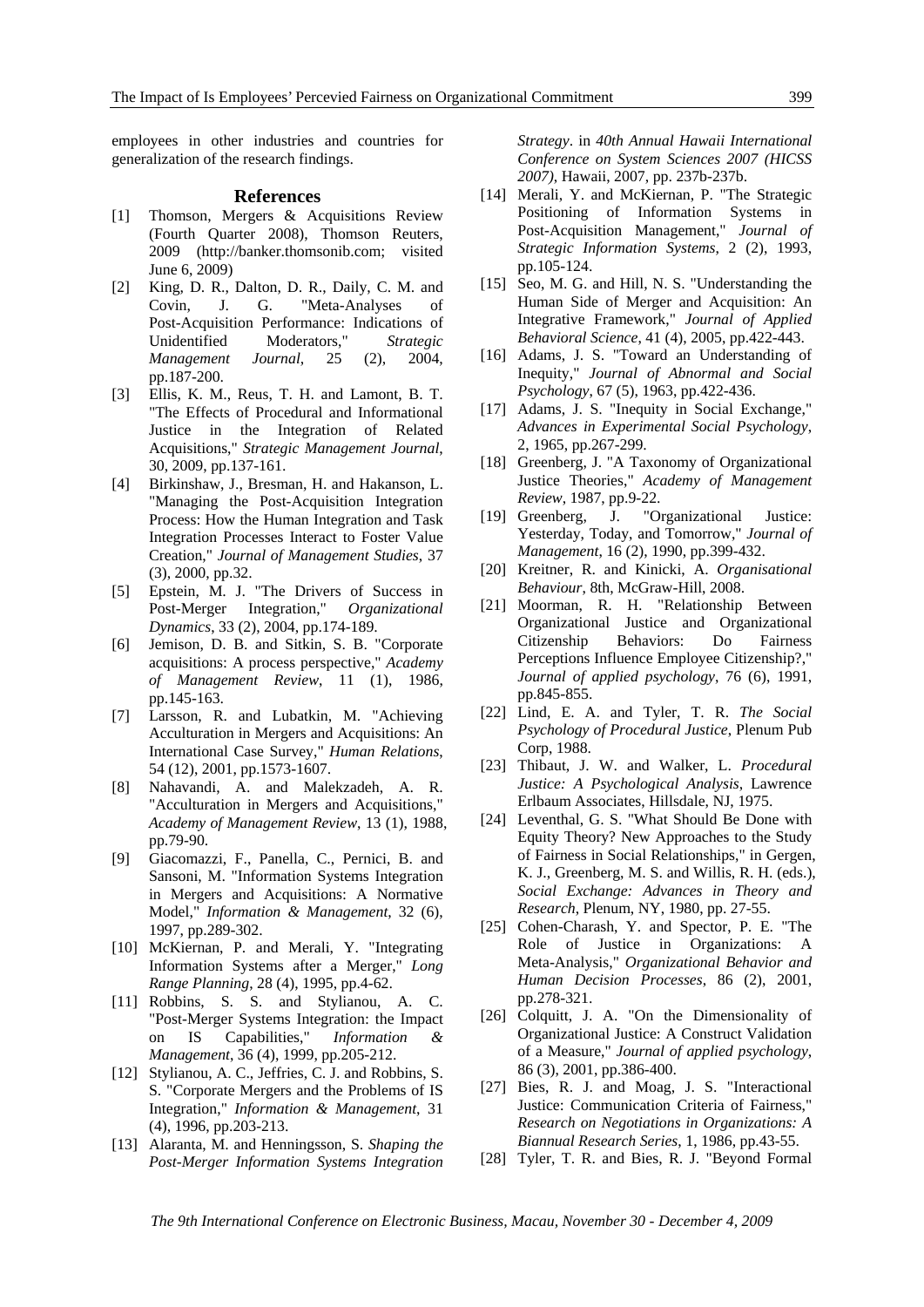employees in other industries and countries for generalization of the research findings.

## References

[1] Thomson, Mergers & Acquisitions Review (Fourth Quarter 2008), Thomson Reuters, 2009 (http://banker.thomsonib.com; visited June 6, 2009)

[2] King, D. R., Dalton, D. R., Daily, C. M. and Covin, J. G. "Meta-Analyses of Post-Acquisition Performance: Indications of Unidentified Moderators," *Strategic Management Journal*, 25 (2), 2004, pp.187-200.

[3] Ellis, K. M., Reus, T. H. and Lamont, B. T. "The Effects of Procedural and Informational Justice in the Integration of Related Acquisitions," *Strategic Management Journal*, 30, 2009, pp.137-161.

[4] Birkinshaw, J., Bresman, H. and Hakanson, L. "Managing the Post-Acquisition Integration Process: How the Human Integration and Task Integration Processes Interact to Foster Value Creation," *Journal of Management Studies*, 37 (3), 2000, pp.32.

[5] Epstein, M. J. "The Drivers of Success in Post-Merger Integration," *Organizational Dynamics*, 33 (2), 2004, pp.174-189.

[6] Jemison, D. B. and Sitkin, S. B. "Corporate acquisitions: A process perspective," *Academy of Management Review*, 11 (1), 1986, pp.145-163.

[7] Larsson, R. and Lubatkin, M. "Achieving Acculturation in Mergers and Acquisitions: An International Case Survey," *Human Relations*, 54 (12), 2001, pp.1573-1607.

[8] Nahavandi, A. and Malekzadeh, A. R. "Acculturation in Mergers and Acquisitions," *Academy of Management Review*, 13 (1), 1988, pp.79-90.

[9] Giacomazzi, F., Panella, C., Pernici, B. and Sansoni, M. "Information Systems Integration in Mergers and Acquisitions: A Normative Model," *Information & Management*, 32 (6), 1997, pp.289-302.

[10] McKiernan, P. and Merali, Y. "Integrating Information Systems after a Merger," *Long Range Planning*, 28 (4), 1995, pp.4-62.

[11] Robbins, S. S. and Stylianou, A. C. "Post-Merger Systems Integration: the Impact on IS Capabilities," *Information & Management*, 36 (4), 1999, pp.205-212.

[12] Stylianou, A. C., Jeffries, C. J. and Robbins, S. S. "Corporate Mergers and the Problems of IS Integration," *Information & Management*, 31 (4), 1996, pp.203-213.

[13] Alaranta, M. and Henningsson, S. *Shaping the Post-Merger Information Systems Integration Strategy*. in *40th Annual Hawaii International Conference on System Sciences 2007 (HICSS 2007)*, Hawaii, 2007, pp. 237b-237b.

[14] Merali, Y. and McKiernan, P. "The Strategic Positioning of Information Systems in Post-Acquisition Management," *Journal of Strategic Information Systems*, 2 (2), 1993, pp.105-124.

[15] Seo, M. G. and Hill, N. S. "Understanding the Human Side of Merger and Acquisition: An Integrative Framework," *Journal of Applied Behavioral Science*, 41 (4), 2005, pp.422-443.

[16] Adams, J. S. "Toward an Understanding of Inequity," *Journal of Abnormal and Social Psychology*, 67 (5), 1963, pp.422-436.

[17] Adams, J. S. "Inequity in Social Exchange," *Advances in Experimental Social Psychology*, 2, 1965, pp.267-299.

[18] Greenberg, J. "A Taxonomy of Organizational Justice Theories," *Academy of Management Review*, 1987, pp.9-22.

[19] Greenberg, J. "Organizational Justice: Yesterday, Today, and Tomorrow," *Journal of Management*, 16 (2), 1990, pp.399-432.

[20] Kreitner, R. and Kinicki, A. *Organisational Behaviour*, 8th, McGraw-Hill, 2008.

[21] Moorman, R. H. "Relationship Between Organizational Justice and Organizational Citizenship Behaviors: Do Fairness Perceptions Influence Employee Citizenship?," *Journal of applied psychology*, 76 (6), 1991, pp.845-855.

[22] Lind, E. A. and Tyler, T. R. *The Social Psychology of Procedural Justice*, Plenum Pub Corp, 1988.

[23] Thibaut, J. W. and Walker, L. *Procedural Justice: A Psychological Analysis*, Lawrence Erlbaum Associates, Hillsdale, NJ, 1975.

[24] Leventhal, G. S. "What Should Be Done with Equity Theory? New Approaches to the Study of Fairness in Social Relationships," in Gergen, K. J., Greenberg, M. S. and Willis, R. H. (eds.), *Social Exchange: Advances in Theory and Research*, Plenum, NY, 1980, pp. 27-55.

[25] Cohen-Charash, Y. and Spector, P. E. "The Role of Justice in Organizations: A Meta-Analysis," *Organizational Behavior and Human Decision Processes*, 86 (2), 2001, pp.278-321.

[26] Colquitt, J. A. "On the Dimensionality of Organizational Justice: A Construct Validation of a Measure," *Journal of applied psychology*, 86 (3), 2001, pp.386-400.

[27] Bies, R. J. and Moag, J. S. "Interactional Justice: Communication Criteria of Fairness," *Research on Negotiations in Organizations: A Biannual Research Series*, 1, 1986, pp.43-55.

[28] Tyler, T. R. and Bies, R. J. "Beyond Formal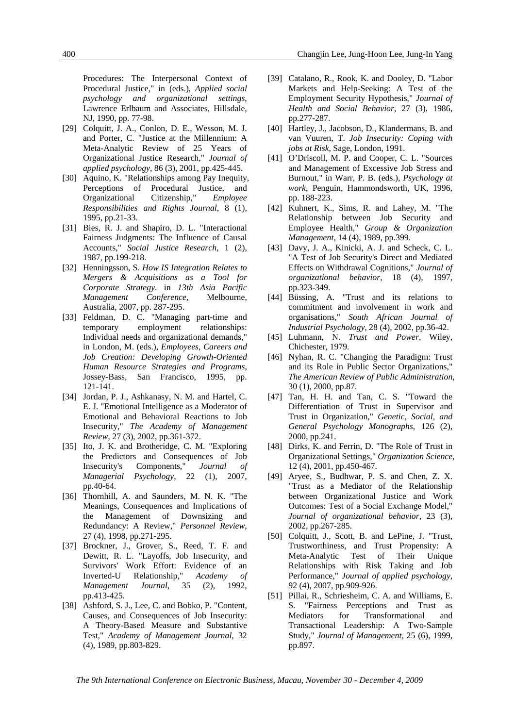Procedures: The Interpersonal Context of Procedural Justice," in (eds.), *Applied social psychology and organizational settings*, Lawrence Erlbaum and Associates, Hillsdale, NJ, 1990, pp. 77-98.

[29] Colquitt, J. A., Conlon, D. E., Wesson, M. J. and Porter, C. "Justice at the Millennium: A Meta-Analytic Review of 25 Years of Organizational Justice Research," *Journal of applied psychology*, 86 (3), 2001, pp.425-445.

[30] Aquino, K. "Relationships among Pay Inequity, Perceptions of Procedural Justice, and Organizational Citizenship," *Employee Responsibilities and Rights Journal*, 8 (1), 1995, pp.21-33.

[31] Bies, R. J. and Shapiro, D. L. "Interactional Fairness Judgments: The Influence of Causal Accounts," *Social Justice Research*, 1 (2), 1987, pp.199-218.

[32] Henningsson, S. *How IS Integration Relates to Mergers & Acquisitions as a Tool for Corporate Strategy*. in *13th Asia Pacific Management Conference*, Melbourne, Australia, 2007, pp. 287-295.

[33] Feldman, D. C. "Managing part-time and temporary employment relationships: Individual needs and organizational demands," in London, M. (eds.), *Employees, Careers and Job Creation: Developing Growth-Oriented Human Resource Strategies and Programs*, Jossey-Bass, San Francisco, 1995, pp. 121-141.

[34] Jordan, P. J., Ashkanasy, N. M. and Hartel, C. E. J. "Emotional Intelligence as a Moderator of Emotional and Behavioral Reactions to Job Insecurity," *The Academy of Management Review*, 27 (3), 2002, pp.361-372.

[35] Ito, J. K. and Brotheridge, C. M. "Exploring the Predictors and Consequences of Job Insecurity's Components," *Journal of Managerial Psychology*, 22 (1), 2007, pp.40-64.

[36] Thornhill, A. and Saunders, M. N. K. "The Meanings, Consequences and Implications of the Management of Downsizing and Redundancy: A Review," *Personnel Review*, 27 (4), 1998, pp.271-295.

[37] Brockner, J., Grover, S., Reed, T. F. and Dewitt, R. L. "Layoffs, Job Insecurity, and Survivors' Work Effort: Evidence of an Inverted-U Relationship," *Academy of Management Journal*, 35 (2), 1992, pp.413-425.

[38] Ashford, S. J., Lee, C. and Bobko, P. "Content, Causes, and Consequences of Job Insecurity: A Theory-Based Measure and Substantive Test," *Academy of Management Journal*, 32 (4), 1989, pp.803-829.

[39] Catalano, R., Rook, K. and Dooley, D. "Labor Markets and Help-Seeking: A Test of the Employment Security Hypothesis," *Journal of Health and Social Behavior*, 27 (3), 1986, pp.277-287.

[40] Hartley, J., Jacobson, D., Klandermans, B. and van Vuuren, T. *Job Insecurity: Coping with jobs at Risk*, Sage, London, 1991.

[41] O'Driscoll, M. P. and Cooper, C. L. "Sources and Management of Excessive Job Stress and Burnout," in Warr, P. B. (eds.), *Psychology at work*, Penguin, Hammondsworth, UK, 1996, pp. 188-223.

[42] Kuhnert, K., Sims, R. and Lahey, M. "The Relationship between Job Security and Employee Health," *Group & Organization Management*, 14 (4), 1989, pp.399.

[43] Davy, J. A., Kinicki, A. J. and Scheck, C. L. "A Test of Job Security's Direct and Mediated Effects on Withdrawal Cognitions," *Journal of organizational behavior*, 18 (4), 1997, pp.323-349.

[44] Büssing, A. "Trust and its relations to commitment and involvement in work and organisations," *South African Journal of Industrial Psychology*, 28 (4), 2002, pp.36-42.

[45] Luhmann, N. *Trust and Power*, Wiley, Chichester, 1979.

[46] Nyhan, R. C. "Changing the Paradigm: Trust and its Role in Public Sector Organizations," *The American Review of Public Administration*, 30 (1), 2000, pp.87.

[47] Tan, H. H. and Tan, C. S. "Toward the Differentiation of Trust in Supervisor and Trust in Organization," *Genetic, Social, and General Psychology Monographs*, 126 (2), 2000, pp.241.

[48] Dirks, K. and Ferrin, D. "The Role of Trust in Organizational Settings," *Organization Science*, 12 (4), 2001, pp.450-467.

[49] Aryee, S., Budhwar, P. S. and Chen, Z. X. "Trust as a Mediator of the Relationship between Organizational Justice and Work Outcomes: Test of a Social Exchange Model," *Journal of organizational behavior*, 23 (3), 2002, pp.267-285.

[50] Colquitt, J., Scott, B. and LePine, J. "Trust, Trustworthiness, and Trust Propensity: A Meta-Analytic Test of Their Unique Relationships with Risk Taking and Job Performance," *Journal of applied psychology*, 92 (4), 2007, pp.909-926.

[51] Pillai, R., Schriesheim, C. A. and Williams, E. S. "Fairness Perceptions and Trust as Mediators for Transformational and Transactional Leadership: A Two-Sample Study," *Journal of Management*, 25 (6), 1999, pp.897.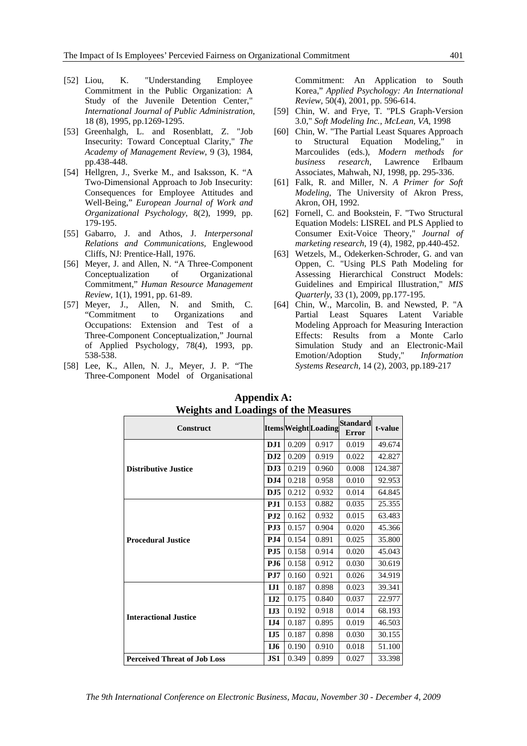[52] Liou, K. "Understanding Employee Commitment in the Public Organization: A Study of the Juvenile Detention Center," *International Journal of Public Administration*, 18 (8), 1995, pp.1269-1295.

[53] Greenhalgh, L. and Rosenblatt, Z. "Job Insecurity: Toward Conceptual Clarity," *The Academy of Management Review*, 9 (3), 1984, pp.438-448.

[54] Hellgren, J., Sverke M., and Isaksson, K. "A Two-Dimensional Approach to Job Insecurity: Consequences for Employee Attitudes and Well-Being," *European Journal of Work and Organizational Psychology*, 8(2), 1999, pp. 179-195.

[55] Gabarro, J. and Athos, J. *Interpersonal Relations and Communications,* Englewood Cliffs, NJ: Prentice-Hall, 1976.

[56] Meyer, J. and Allen, N. "A Three-Component Conceptualization of Organizational Commitment," *Human Resource Management Review*, 1(1), 1991, pp. 61-89.

[57] Meyer, J., Allen, N. and Smith, C. "Commitment to Organizations and Occupations: Extension and Test of a Three-Component Conceptualization," Journal of Applied Psychology, 78(4), 1993, pp. 538-538.

[58] Lee, K., Allen, N. J., Meyer, J. P. "The Three-Component Model of Organisational Commitment: An Application to South Korea," *Applied Psychology: An International Review*, 50(4), 2001, pp. 596-614.

[59] Chin, W. and Frye, T. "PLS Graph-Version 3.0," *Soft Modeling Inc., McLean, VA*, 1998

[60] Chin, W. "The Partial Least Squares Approach to Structural Equation Modeling," in Marcoulides (eds.), *Modern methods for business research*, Lawrence Erlbaum Associates, Mahwah, NJ, 1998, pp. 295-336.

[61] Falk, R. and Miller, N. *A Primer for Soft Modeling*, The University of Akron Press, Akron, OH, 1992.

[62] Fornell, C. and Bookstein, F. "Two Structural Equation Models: LISREL and PLS Applied to Consumer Exit-Voice Theory," *Journal of marketing research*, 19 (4), 1982, pp.440-452.

[63] Wetzels, M., Odekerken-Schroder, G. and van Oppen, C. "Using PLS Path Modeling for Assessing Hierarchical Construct Models: Guidelines and Empirical Illustration," *MIS Quarterly*, 33 (1), 2009, pp.177-195.

[64] Chin, W., Marcolin, B. and Newsted, P. "A Partial Least Squares Latent Variable Modeling Approach for Measuring Interaction Effects: Results from a Monte Carlo Simulation Study and an Electronic-Mail Emotion/Adoption Study," *Information Systems Research*, 14 (2), 2003, pp.189-217

## Appendix A: Weights and Loadings of the Measures

| Construct | Items | Weight | Loading | Standard Error | t-value |
|---|---|---|---|---|---|
| **Distributive Justice** | **DJ1** | 0.209 | 0.917 | 0.019 | 49.674 |
| | **DJ2** | 0.209 | 0.919 | 0.022 | 42.827 |
| | **DJ3** | 0.219 | 0.960 | 0.008 | 124.387 |
| | **DJ4** | 0.218 | 0.958 | 0.010 | 92.953 |
| | **DJ5** | 0.212 | 0.932 | 0.014 | 64.845 |
| **Procedural Justice** | **PJ1** | 0.153 | 0.882 | 0.035 | 25.355 |
| | **PJ2** | 0.162 | 0.932 | 0.015 | 63.483 |
| | **PJ3** | 0.157 | 0.904 | 0.020 | 45.366 |
| | **PJ4** | 0.154 | 0.891 | 0.025 | 35.800 |
| | **PJ5** | 0.158 | 0.914 | 0.020 | 45.043 |
| | **PJ6** | 0.158 | 0.912 | 0.030 | 30.619 |
| | **PJ7** | 0.160 | 0.921 | 0.026 | 34.919 |
| **Interactional Justice** | **IJ1** | 0.187 | 0.898 | 0.023 | 39.341 |
| | **IJ2** | 0.175 | 0.840 | 0.037 | 22.977 |
| | **IJ3** | 0.192 | 0.918 | 0.014 | 68.193 |
| | **IJ4** | 0.187 | 0.895 | 0.019 | 46.503 |
| | **IJ5** | 0.187 | 0.898 | 0.030 | 30.155 |
| | **IJ6** | 0.190 | 0.910 | 0.018 | 51.100 |
| **Perceived Threat of Job Loss** | **JS1** | 0.349 | 0.899 | 0.027 | 33.398 |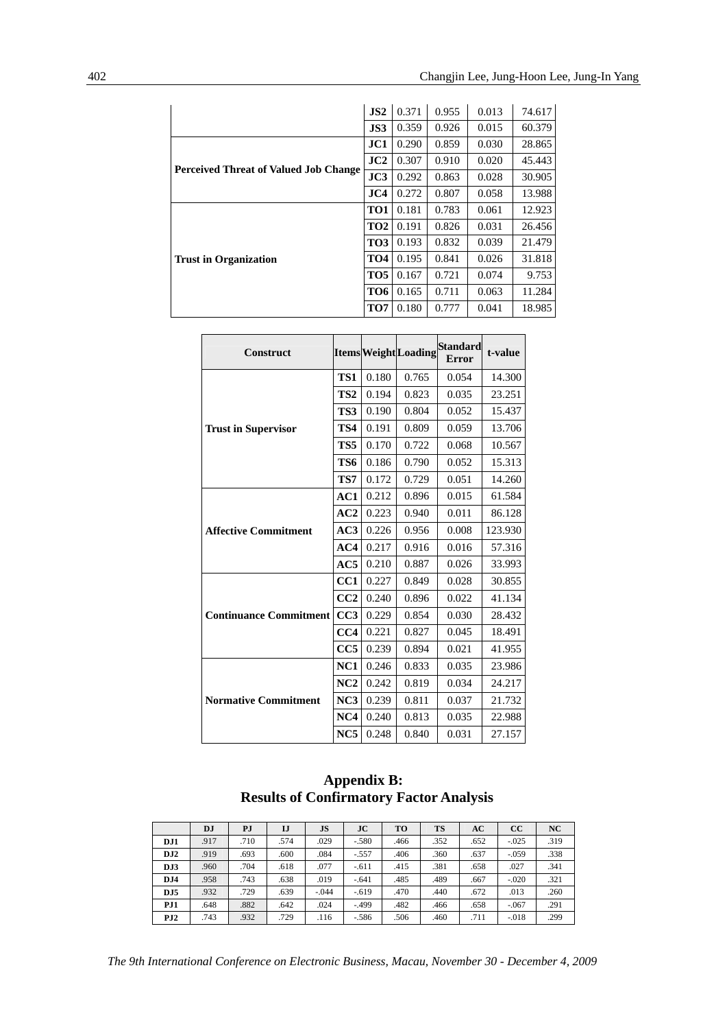| | | | | | |
|---|---|---|---|---|---|
| | JS2 | 0.371 | 0.955 | 0.013 | 74.617 |
| | JS3 | 0.359 | 0.926 | 0.015 | 60.379 |
| Perceived Threat of Valued Job Change | JC1 | 0.290 | 0.859 | 0.030 | 28.865 |
| | JC2 | 0.307 | 0.910 | 0.020 | 45.443 |
| | JC3 | 0.292 | 0.863 | 0.028 | 30.905 |
| | JC4 | 0.272 | 0.807 | 0.058 | 13.988 |
| Trust in Organization | TO1 | 0.181 | 0.783 | 0.061 | 12.923 |
| | TO2 | 0.191 | 0.826 | 0.031 | 26.456 |
| | TO3 | 0.193 | 0.832 | 0.039 | 21.479 |
| | TO4 | 0.195 | 0.841 | 0.026 | 31.818 |
| | TO5 | 0.167 | 0.721 | 0.074 | 9.753 |
| | TO6 | 0.165 | 0.711 | 0.063 | 11.284 |
| | TO7 | 0.180 | 0.777 | 0.041 | 18.985 |

| Construct | Items | Weight | Loading | Standard Error | t-value |
|---|---|---|---|---|---|
| Trust in Supervisor | TS1 | 0.180 | 0.765 | 0.054 | 14.300 |
| | TS2 | 0.194 | 0.823 | 0.035 | 23.251 |
| | TS3 | 0.190 | 0.804 | 0.052 | 15.437 |
| | TS4 | 0.191 | 0.809 | 0.059 | 13.706 |
| | TS5 | 0.170 | 0.722 | 0.068 | 10.567 |
| | TS6 | 0.186 | 0.790 | 0.052 | 15.313 |
| | TS7 | 0.172 | 0.729 | 0.051 | 14.260 |
| Affective Commitment | AC1 | 0.212 | 0.896 | 0.015 | 61.584 |
| | AC2 | 0.223 | 0.940 | 0.011 | 86.128 |
| | AC3 | 0.226 | 0.956 | 0.008 | 123.930 |
| | AC4 | 0.217 | 0.916 | 0.016 | 57.316 |
| | AC5 | 0.210 | 0.887 | 0.026 | 33.993 |
| Continuance Commitment | CC1 | 0.227 | 0.849 | 0.028 | 30.855 |
| | CC2 | 0.240 | 0.896 | 0.022 | 41.134 |
| | CC3 | 0.229 | 0.854 | 0.030 | 28.432 |
| | CC4 | 0.221 | 0.827 | 0.045 | 18.491 |
| | CC5 | 0.239 | 0.894 | 0.021 | 41.955 |
| Normative Commitment | NC1 | 0.246 | 0.833 | 0.035 | 23.986 |
| | NC2 | 0.242 | 0.819 | 0.034 | 24.217 |
| | NC3 | 0.239 | 0.811 | 0.037 | 21.732 |
| | NC4 | 0.240 | 0.813 | 0.035 | 22.988 |
| | NC5 | 0.248 | 0.840 | 0.031 | 27.157 |

## Appendix B: Results of Confirmatory Factor Analysis

| | DJ | PJ | IJ | JS | JC | TO | TS | AC | CC | NC |
|---|---|---|---|---|---|---|---|---|---|---|
| DJ1 | .917 | .710 | .574 | .029 | -.580 | .466 | .352 | .652 | -.025 | .319 |
| DJ2 | .919 | .693 | .600 | .084 | -.557 | .406 | .360 | .637 | -.059 | .338 |
| DJ3 | .960 | .704 | .618 | .077 | -.611 | .415 | .381 | .658 | .027 | .341 |
| DJ4 | .958 | .743 | .638 | .019 | -.641 | .485 | .489 | .667 | -.020 | .321 |
| DJ5 | .932 | .729 | .639 | -.044 | -.619 | .470 | .440 | .672 | .013 | .260 |
| PJ1 | .648 | .882 | .642 | .024 | -.499 | .482 | .466 | .658 | -.067 | .291 |
| PJ2 | .743 | .932 | .729 | .116 | -.586 | .506 | .460 | .711 | -.018 | .299 |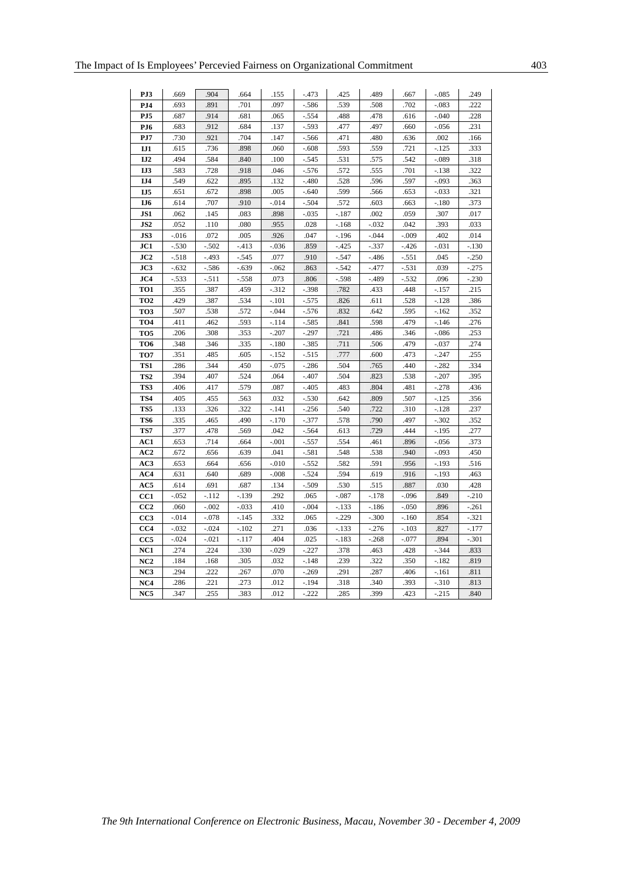| | | | | | | | | | | |
|---|---|---|---|---|---|---|---|---|---|---|
| **PJ3** | .669 | .904 | .664 | .155 | -.473 | .425 | .489 | .667 | -.085 | .249 |
| **PJ4** | .693 | .891 | .701 | .097 | -.586 | .539 | .508 | .702 | -.083 | .222 |
| **PJ5** | .687 | .914 | .681 | .065 | -.554 | .488 | .478 | .616 | -.040 | .228 |
| **PJ6** | .683 | .912 | .684 | .137 | -.593 | .477 | .497 | .660 | -.056 | .231 |
| **PJ7** | .730 | .921 | .704 | .147 | -.566 | .471 | .480 | .636 | .002 | .166 |
| **IJ1** | .615 | .736 | .898 | .060 | -.608 | .593 | .559 | .721 | -.125 | .333 |
| **IJ2** | .494 | .584 | .840 | .100 | -.545 | .531 | .575 | .542 | -.089 | .318 |
| **IJ3** | .583 | .728 | .918 | .046 | -.576 | .572 | .555 | .701 | -.138 | .322 |
| **IJ4** | .549 | .622 | .895 | .132 | -.480 | .528 | .596 | .597 | -.093 | .363 |
| **IJ5** | .651 | .672 | .898 | .005 | -.640 | .599 | .566 | .653 | -.033 | .321 |
| **IJ6** | .614 | .707 | .910 | -.014 | -.504 | .572 | .603 | .663 | -.180 | .373 |
| **JS1** | .062 | .145 | .083 | .898 | -.035 | -.187 | .002 | .059 | .307 | .017 |
| **JS2** | .052 | .110 | .080 | .955 | .028 | -.168 | -.032 | .042 | .393 | .033 |
| **JS3** | -.016 | .072 | .005 | .926 | .047 | -.196 | -.044 | -.009 | .402 | .014 |
| **JC1** | -.530 | -.502 | -.413 | -.036 | .859 | -.425 | -.337 | -.426 | -.031 | -.130 |
| **JC2** | -.518 | -.493 | -.545 | .077 | .910 | -.547 | -.486 | -.551 | .045 | -.250 |
| **JC3** | -.632 | -.586 | -.639 | -.062 | .863 | -.542 | -.477 | -.531 | .039 | -.275 |
| **JC4** | -.533 | -.511 | -.558 | .073 | .806 | -.598 | -.489 | -.532 | .096 | -.230 |
| **TO1** | .355 | .387 | .459 | -.312 | -.398 | .782 | .433 | .448 | -.157 | .215 |
| **TO2** | .429 | .387 | .534 | -.101 | -.575 | .826 | .611 | .528 | -.128 | .386 |
| **TO3** | .507 | .538 | .572 | -.044 | -.576 | .832 | .642 | .595 | -.162 | .352 |
| **TO4** | .411 | .462 | .593 | -.114 | -.585 | .841 | .598 | .479 | -.146 | .276 |
| **TO5** | .206 | .308 | .353 | -.207 | -.297 | .721 | .486 | .346 | -.086 | .253 |
| **TO6** | .348 | .346 | .335 | -.180 | -.385 | .711 | .506 | .479 | -.037 | .274 |
| **TO7** | .351 | .485 | .605 | -.152 | -.515 | .777 | .600 | .473 | -.247 | .255 |
| **TS1** | .286 | .344 | .450 | -.075 | -.286 | .504 | .765 | .440 | -.282 | .334 |
| **TS2** | .394 | .407 | .524 | .064 | -.407 | .504 | .823 | .538 | -.207 | .395 |
| **TS3** | .406 | .417 | .579 | .087 | -.405 | .483 | .804 | .481 | -.278 | .436 |
| **TS4** | .405 | .455 | .563 | .032 | -.530 | .642 | .809 | .507 | -.125 | .356 |
| **TS5** | .133 | .326 | .322 | -.141 | -.256 | .540 | .722 | .310 | -.128 | .237 |
| **TS6** | .335 | .465 | .490 | -.170 | -.377 | .578 | .790 | .497 | -.302 | .352 |
| **TS7** | .377 | .478 | .569 | .042 | -.564 | .613 | .729 | .444 | -.195 | .277 |
| **AC1** | .653 | .714 | .664 | -.001 | -.557 | .554 | .461 | .896 | -.056 | .373 |
| **AC2** | .672 | .656 | .639 | .041 | -.581 | .548 | .538 | .940 | -.093 | .450 |
| **AC3** | .653 | .664 | .656 | -.010 | -.552 | .582 | .591 | .956 | -.193 | .516 |
| **AC4** | .631 | .640 | .689 | -.008 | -.524 | .594 | .619 | .916 | -.193 | .463 |
| **AC5** | .614 | .691 | .687 | .134 | -.509 | .530 | .515 | .887 | .030 | .428 |
| **CC1** | -.052 | -.112 | -.139 | .292 | .065 | -.087 | -.178 | -.096 | .849 | -.210 |
| **CC2** | .060 | -.002 | -.033 | .410 | -.004 | -.133 | -.186 | -.050 | .896 | -.261 |
| **CC3** | -.014 | -.078 | -.145 | .332 | .065 | -.229 | -.300 | -.160 | .854 | -.321 |
| **CC4** | -.032 | -.024 | -.102 | .271 | .036 | -.133 | -.276 | -.103 | .827 | -.177 |
| **CC5** | -.024 | -.021 | -.117 | .404 | .025 | -.183 | -.268 | -.077 | .894 | -.301 |
| **NC1** | .274 | .224 | .330 | -.029 | -.227 | .378 | .463 | .428 | -.344 | .833 |
| **NC2** | .184 | .168 | .305 | .032 | -.148 | .239 | .322 | .350 | -.182 | .819 |
| **NC3** | .294 | .222 | .267 | .070 | -.269 | .291 | .287 | .406 | -.161 | .811 |
| **NC4** | .286 | .221 | .273 | .012 | -.194 | .318 | .340 | .393 | -.310 | .813 |
| **NC5** | .347 | .255 | .383 | .012 | -.222 | .285 | .399 | .423 | -.215 | .840 |